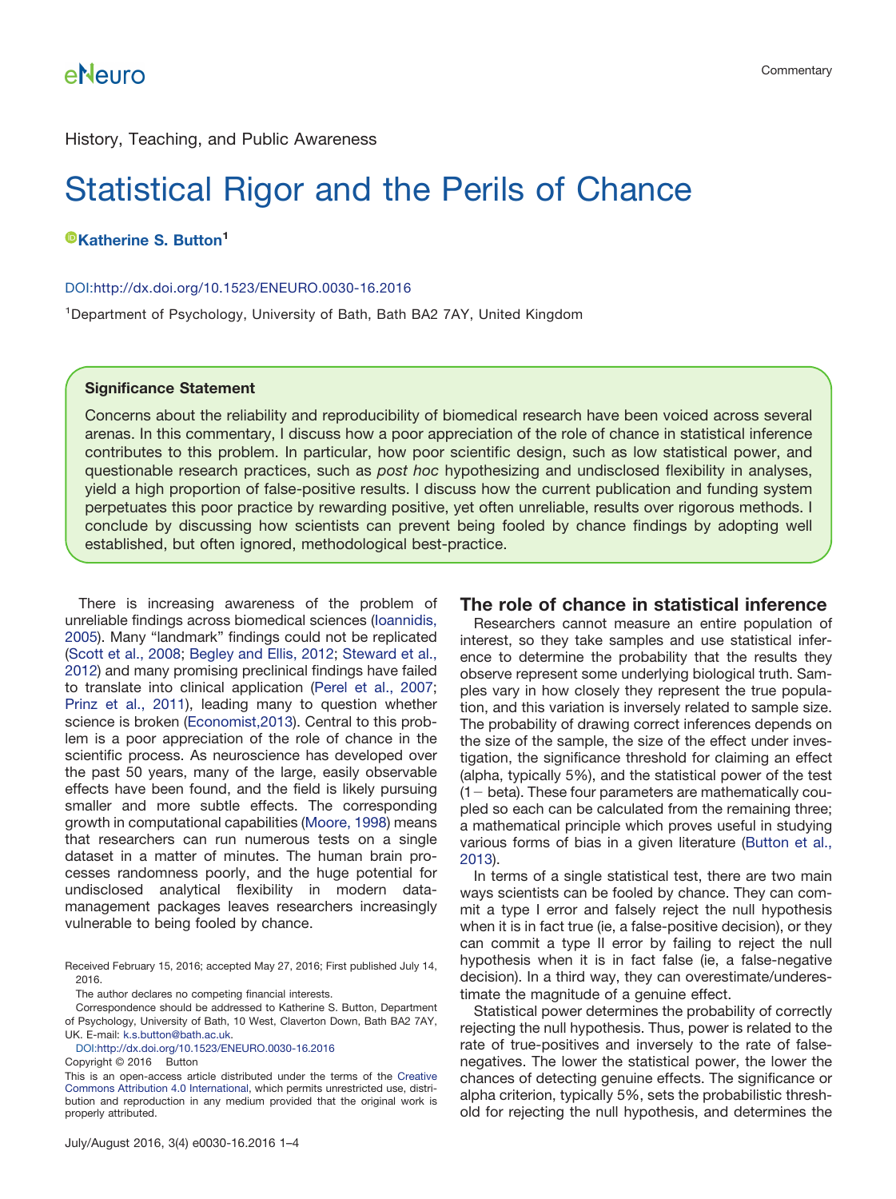History, Teaching, and Public Awareness

# Statistical Rigor and the Perils of Chance

**Katherine S. Button**[1]

DOI:http://dx.doi.org/10.1523/ENEURO.0030-16.2016

[1]Department of Psychology, University of Bath, Bath BA2 7AY, United Kingdom

### Significance Statement

Concerns about the reliability and reproducibility of biomedical research have been voiced across several arenas. In this commentary, I discuss how a poor appreciation of the role of chance in statistical inference contributes to this problem. In particular, how poor scientific design, such as low statistical power, and questionable research practices, such as *post hoc* hypothesizing and undisclosed flexibility in analyses, yield a high proportion of false-positive results. I discuss how the current publication and funding system perpetuates this poor practice by rewarding positive, yet often unreliable, results over rigorous methods. I conclude by discussing how scientists can prevent being fooled by chance findings by adopting well established, but often ignored, methodological best-practice.

There is increasing awareness of the problem of unreliable findings across biomedical sciences (Ioannidis, 2005). Many "landmark" findings could not be replicated (Scott et al., 2008; Begley and Ellis, 2012; Steward et al., 2012) and many promising preclinical findings have failed to translate into clinical application (Perel et al., 2007; Prinz et al., 2011), leading many to question whether science is broken (Economist,2013). Central to this problem is a poor appreciation of the role of chance in the scientific process. As neuroscience has developed over the past 50 years, many of the large, easily observable effects have been found, and the field is likely pursuing smaller and more subtle effects. The corresponding growth in computational capabilities (Moore, 1998) means that researchers can run numerous tests on a single dataset in a matter of minutes. The human brain processes randomness poorly, and the huge potential for undisclosed analytical flexibility in modern data-management packages leaves researchers increasingly vulnerable to being fooled by chance.

Received February 15, 2016; accepted May 27, 2016; First published July 14, 2016.

The author declares no competing financial interests.

Correspondence should be addressed to Katherine S. Button, Department of Psychology, University of Bath, 10 West, Claverton Down, Bath BA2 7AY, UK. E-mail: k.s.button@bath.ac.uk.

DOI:http://dx.doi.org/10.1523/ENEURO.0030-16.2016

Copyright © 2016 Button

This is an open-access article distributed under the terms of the Creative Commons Attribution 4.0 International, which permits unrestricted use, distribution and reproduction in any medium provided that the original work is properly attributed.

## The role of chance in statistical inference

Researchers cannot measure an entire population of interest, so they take samples and use statistical inference to determine the probability that the results they observe represent some underlying biological truth. Samples vary in how closely they represent the true population, and this variation is inversely related to sample size. The probability of drawing correct inferences depends on the size of the sample, the size of the effect under investigation, the significance threshold for claiming an effect (alpha, typically 5%), and the statistical power of the test ($1 -$ beta). These four parameters are mathematically coupled so each can be calculated from the remaining three; a mathematical principle which proves useful in studying various forms of bias in a given literature (Button et al., 2013).

In terms of a single statistical test, there are two main ways scientists can be fooled by chance. They can commit a type I error and falsely reject the null hypothesis when it is in fact true (ie, a false-positive decision), or they can commit a type II error by failing to reject the null hypothesis when it is in fact false (ie, a false-negative decision). In a third way, they can overestimate/underestimate the magnitude of a genuine effect.

Statistical power determines the probability of correctly rejecting the null hypothesis. Thus, power is related to the rate of true-positives and inversely to the rate of false-negatives. The lower the statistical power, the lower the chances of detecting genuine effects. The significance or alpha criterion, typically 5%, sets the probabilistic threshold for rejecting the null hypothesis, and determines the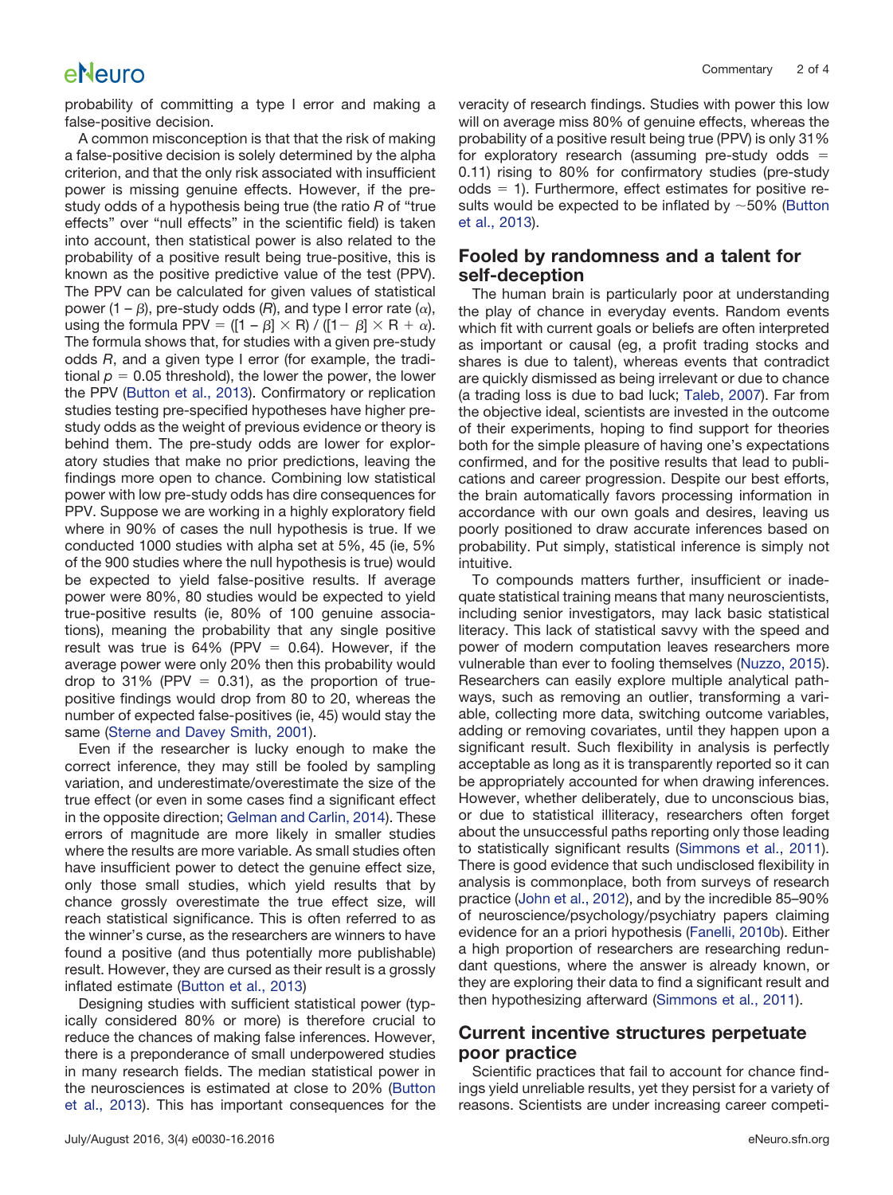probability of committing a type I error and making a false-positive decision.

A common misconception is that that the risk of making a false-positive decision is solely determined by the alpha criterion, and that the only risk associated with insufficient power is missing genuine effects. However, if the pre-study odds of a hypothesis being true (the ratio *R* of "true effects" over "null effects" in the scientific field) is taken into account, then statistical power is also related to the probability of a positive result being true-positive, this is known as the positive predictive value of the test (PPV). The PPV can be calculated for given values of statistical power ($1 - \beta$), pre-study odds ($R$), and type I error rate ($\alpha$), using the formula $\text{PPV} = ([1 - \beta] \times \text{R}) / ([1 - \beta] \times \text{R} + \alpha)$. The formula shows that, for studies with a given pre-study odds *R*, and a given type I error (for example, the traditional $p = 0.05$ threshold), the lower the power, the lower the PPV (Button et al., 2013). Confirmatory or replication studies testing pre-specified hypotheses have higher pre-study odds as the weight of previous evidence or theory is behind them. The pre-study odds are lower for exploratory studies that make no prior predictions, leaving the findings more open to chance. Combining low statistical power with low pre-study odds has dire consequences for PPV. Suppose we are working in a highly exploratory field where in 90% of cases the null hypothesis is true. If we conducted 1000 studies with alpha set at 5%, 45 (ie, 5% of the 900 studies where the null hypothesis is true) would be expected to yield false-positive results. If average power were 80%, 80 studies would be expected to yield true-positive results (ie, 80% of 100 genuine associations), meaning the probability that any single positive result was true is 64% (PPV = 0.64). However, if the average power were only 20% then this probability would drop to 31% (PPV = 0.31), as the proportion of true-positive findings would drop from 80 to 20, whereas the number of expected false-positives (ie, 45) would stay the same (Sterne and Davey Smith, 2001).

Even if the researcher is lucky enough to make the correct inference, they may still be fooled by sampling variation, and underestimate/overestimate the size of the true effect (or even in some cases find a significant effect in the opposite direction; Gelman and Carlin, 2014). These errors of magnitude are more likely in smaller studies where the results are more variable. As small studies often have insufficient power to detect the genuine effect size, only those small studies, which yield results that by chance grossly overestimate the true effect size, will reach statistical significance. This is often referred to as the winner's curse, as the researchers are winners to have found a positive (and thus potentially more publishable) result. However, they are cursed as their result is a grossly inflated estimate (Button et al., 2013)

Designing studies with sufficient statistical power (typically considered 80% or more) is therefore crucial to reduce the chances of making false inferences. However, there is a preponderance of small underpowered studies in many research fields. The median statistical power in the neurosciences is estimated at close to 20% (Button et al., 2013). This has important consequences for the veracity of research findings. Studies with power this low will on average miss 80% of genuine effects, whereas the probability of a positive result being true (PPV) is only 31% for exploratory research (assuming pre-study odds = 0.11) rising to 80% for confirmatory studies (pre-study odds = 1). Furthermore, effect estimates for positive results would be expected to be inflated by ~50% (Button et al., 2013).

## Fooled by randomness and a talent for self-deception

The human brain is particularly poor at understanding the play of chance in everyday events. Random events which fit with current goals or beliefs are often interpreted as important or causal (eg, a profit trading stocks and shares is due to talent), whereas events that contradict are quickly dismissed as being irrelevant or due to chance (a trading loss is due to bad luck; Taleb, 2007). Far from the objective ideal, scientists are invested in the outcome of their experiments, hoping to find support for theories both for the simple pleasure of having one's expectations confirmed, and for the positive results that lead to publications and career progression. Despite our best efforts, the brain automatically favors processing information in accordance with our own goals and desires, leaving us poorly positioned to draw accurate inferences based on probability. Put simply, statistical inference is simply not intuitive.

To compounds matters further, insufficient or inadequate statistical training means that many neuroscientists, including senior investigators, may lack basic statistical literacy. This lack of statistical savvy with the speed and power of modern computation leaves researchers more vulnerable than ever to fooling themselves (Nuzzo, 2015). Researchers can easily explore multiple analytical pathways, such as removing an outlier, transforming a variable, collecting more data, switching outcome variables, adding or removing covariates, until they happen upon a significant result. Such flexibility in analysis is perfectly acceptable as long as it is transparently reported so it can be appropriately accounted for when drawing inferences. However, whether deliberately, due to unconscious bias, or due to statistical illiteracy, researchers often forget about the unsuccessful paths reporting only those leading to statistically significant results (Simmons et al., 2011). There is good evidence that such undisclosed flexibility in analysis is commonplace, both from surveys of research practice (John et al., 2012), and by the incredible 85–90% of neuroscience/psychology/psychiatry papers claiming evidence for an a priori hypothesis (Fanelli, 2010b). Either a high proportion of researchers are researching redundant questions, where the answer is already known, or they are exploring their data to find a significant result and then hypothesizing afterward (Simmons et al., 2011).

## Current incentive structures perpetuate poor practice

Scientific practices that fail to account for chance findings yield unreliable results, yet they persist for a variety of reasons. Scientists are under increasing career competi-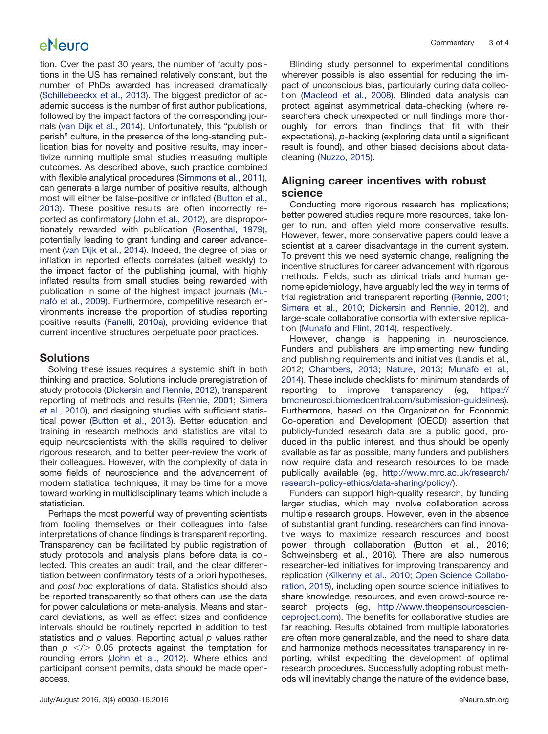tion. Over the past 30 years, the number of faculty positions in the US has remained relatively constant, but the number of PhDs awarded has increased dramatically (Schillebeeckx et al., 2013). The biggest predictor of academic success is the number of first author publications, followed by the impact factors of the corresponding journals (van Dijk et al., 2014). Unfortunately, this "publish or perish" culture, in the presence of the long-standing publication bias for novelty and positive results, may incentivize running multiple small studies measuring multiple outcomes. As described above, such practice combined with flexible analytical procedures (Simmons et al., 2011), can generate a large number of positive results, although most will either be false-positive or inflated (Button et al., 2013). These positive results are often incorrectly reported as confirmatory (John et al., 2012), are disproportionately rewarded with publication (Rosenthal, 1979), potentially leading to grant funding and career advancement (van Dijk et al., 2014). Indeed, the degree of bias or inflation in reported effects correlates (albeit weakly) to the impact factor of the publishing journal, with highly inflated results from small studies being rewarded with publication in some of the highest impact journals (Munafò et al., 2009). Furthermore, competitive research environments increase the proportion of studies reporting positive results (Fanelli, 2010a), providing evidence that current incentive structures perpetuate poor practices.

## Solutions

Solving these issues requires a systemic shift in both thinking and practice. Solutions include preregistration of study protocols (Dickersin and Rennie, 2012), transparent reporting of methods and results (Rennie, 2001; Simera et al., 2010), and designing studies with sufficient statistical power (Button et al., 2013). Better education and training in research methods and statistics are vital to equip neuroscientists with the skills required to deliver rigorous research, and to better peer-review the work of their colleagues. However, with the complexity of data in some fields of neuroscience and the advancement of modern statistical techniques, it may be time for a move toward working in multidisciplinary teams which include a statistician.

Perhaps the most powerful way of preventing scientists from fooling themselves or their colleagues into false interpretations of chance findings is transparent reporting. Transparency can be facilitated by public registration of study protocols and analysis plans before data is collected. This creates an audit trail, and the clear differentiation between confirmatory tests of a priori hypotheses, and *post hoc* explorations of data. Statistics should also be reported transparently so that others can use the data for power calculations or meta-analysis. Means and standard deviations, as well as effect sizes and confidence intervals should be routinely reported in addition to test statistics and *p* values. Reporting actual *p* values rather than $p$ </> 0.05 protects against the temptation for rounding errors (John et al., 2012). Where ethics and participant consent permits, data should be made open-access.

Blinding study personnel to experimental conditions wherever possible is also essential for reducing the impact of unconscious bias, particularly during data collection (Macleod et al., 2008). Blinded data analysis can protect against asymmetrical data-checking (where researchers check unexpected or null findings more thoroughly for errors than findings that fit with their expectations), *p*-hacking (exploring data until a significant result is found), and other biased decisions about data-cleaning (Nuzzo, 2015).

## Aligning career incentives with robust science

Conducting more rigorous research has implications; better powered studies require more resources, take longer to run, and often yield more conservative results. However, fewer, more conservative papers could leave a scientist at a career disadvantage in the current system. To prevent this we need systemic change, realigning the incentive structures for career advancement with rigorous methods. Fields, such as clinical trials and human genome epidemiology, have arguably led the way in terms of trial registration and transparent reporting (Rennie, 2001; Simera et al., 2010; Dickersin and Rennie, 2012), and large-scale collaborative consortia with extensive replication (Munafò and Flint, 2014), respectively.

However, change is happening in neuroscience. Funders and publishers are implementing new funding and publishing requirements and initiatives (Landis et al., 2012; Chambers, 2013; Nature, 2013; Munafò et al., 2014). These include checklists for minimum standards of reporting to improve transparency (eg, https://bmcneurosci.biomedcentral.com/submission-guidelines). Furthermore, based on the Organization for Economic Co-operation and Development (OECD) assertion that publicly-funded research data are a public good, produced in the public interest, and thus should be openly available as far as possible, many funders and publishers now require data and research resources to be made publically available (eg, http://www.mrc.ac.uk/research/research-policy-ethics/data-sharing/policy/).

Funders can support high-quality research, by funding larger studies, which may involve collaboration across multiple research groups. However, even in the absence of substantial grant funding, researchers can find innovative ways to maximize research resources and boost power through collaboration (Button et al., 2016; Schweinsberg et al., 2016). There are also numerous researcher-led initiatives for improving transparency and replication (Kilkenny et al., 2010; Open Science Collaboration, 2015), including open source science initiatives to share knowledge, resources, and even crowd-source research projects (eg, http://www.theopensourcescienceproject.com). The benefits for collaborative studies are far reaching. Results obtained from multiple laboratories are often more generalizable, and the need to share data and harmonize methods necessitates transparency in reporting, whilst expediting the development of optimal research procedures. Successfully adopting robust methods will inevitably change the nature of the evidence base,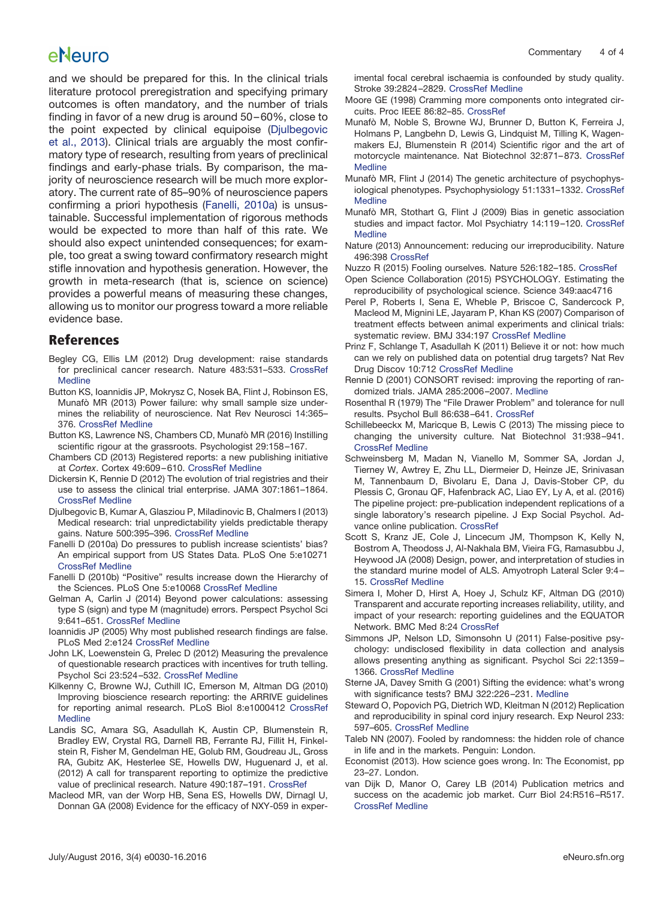and we should be prepared for this. In the clinical trials literature protocol preregistration and specifying primary outcomes is often mandatory, and the number of trials finding in favor of a new drug is around 50–60%, close to the point expected by clinical equipoise (Djulbegovic et al., 2013). Clinical trials are arguably the most confirmatory type of research, resulting from years of preclinical findings and early-phase trials. By comparison, the majority of neuroscience research will be much more exploratory. The current rate of 85–90% of neuroscience papers confirming a priori hypothesis (Fanelli, 2010a) is unsustainable. Successful implementation of rigorous methods would be expected to more than half of this rate. We should also expect unintended consequences; for example, too great a swing toward confirmatory research might stifle innovation and hypothesis generation. However, the growth in meta-research (that is, science on science) provides a powerful means of measuring these changes, allowing us to monitor our progress toward a more reliable evidence base.

## References

Begley CG, Ellis LM (2012) Drug development: raise standards for preclinical cancer research. Nature 483:531–533. CrossRef Medline

Button KS, Ioannidis JP, Mokrysz C, Nosek BA, Flint J, Robinson ES, Munafò MR (2013) Power failure: why small sample size undermines the reliability of neuroscience. Nat Rev Neurosci 14:365–376. CrossRef Medline

Button KS, Lawrence NS, Chambers CD, Munafò MR (2016) Instilling scientific rigour at the grassroots. Psychologist 29:158–167.

Chambers CD (2013) Registered reports: a new publishing initiative at *Cortex*. Cortex 49:609–610. CrossRef Medline

Dickersin K, Rennie D (2012) The evolution of trial registries and their use to assess the clinical trial enterprise. JAMA 307:1861–1864. CrossRef Medline

Djulbegovic B, Kumar A, Glasziou P, Miladinovic B, Chalmers I (2013) Medical research: trial unpredictability yields predictable therapy gains. Nature 500:395–396. CrossRef Medline

Fanelli D (2010a) Do pressures to publish increase scientists' bias? An empirical support from US States Data. PLoS One 5:e10271 CrossRef Medline

Fanelli D (2010b) "Positive" results increase down the Hierarchy of the Sciences. PLoS One 5:e10068 CrossRef Medline

Gelman A, Carlin J (2014) Beyond power calculations: assessing type S (sign) and type M (magnitude) errors. Perspect Psychol Sci 9:641–651. CrossRef Medline

Ioannidis JP (2005) Why most published research findings are false. PLoS Med 2:e124 CrossRef Medline

John LK, Loewenstein G, Prelec D (2012) Measuring the prevalence of questionable research practices with incentives for truth telling. Psychol Sci 23:524–532. CrossRef Medline

Kilkenny C, Browne WJ, Cuthill IC, Emerson M, Altman DG (2010) Improving bioscience research reporting: the ARRIVE guidelines for reporting animal research. PLoS Biol 8:e1000412 CrossRef Medline

Landis SC, Amara SG, Asadullah K, Austin CP, Blumenstein R, Bradley EW, Crystal RG, Darnell RB, Ferrante RJ, Fillit H, Finkelstein R, Fisher M, Gendelman HE, Golub RM, Goudreau JL, Gross RA, Gubitz AK, Hesterlee SE, Howells DW, Huguenard J, et al. (2012) A call for transparent reporting to optimize the predictive value of preclinical research. Nature 490:187–191. CrossRef

Macleod MR, van der Worp HB, Sena ES, Howells DW, Dirnagl U, Donnan GA (2008) Evidence for the efficacy of NXY-059 in experimental focal cerebral ischaemia is confounded by study quality. Stroke 39:2824–2829. CrossRef Medline

Moore GE (1998) Cramming more components onto integrated circuits. Proc IEEE 86:82–85. CrossRef

Munafò M, Noble S, Browne WJ, Brunner D, Button K, Ferreira J, Holmans P, Langbehn D, Lewis G, Lindquist M, Tilling K, Wagenmakers EJ, Blumenstein R (2014) Scientific rigor and the art of motorcycle maintenance. Nat Biotechnol 32:871–873. CrossRef Medline

Munafò MR, Flint J (2014) The genetic architecture of psychophysiological phenotypes. Psychophysiology 51:1331–1332. CrossRef Medline

Munafò MR, Stothart G, Flint J (2009) Bias in genetic association studies and impact factor. Mol Psychiatry 14:119–120. CrossRef Medline

Nature (2013) Announcement: reducing our irreproducibility. Nature 496:398 CrossRef

Nuzzo R (2015) Fooling ourselves. Nature 526:182–185. CrossRef

Open Science Collaboration (2015) PSYCHOLOGY. Estimating the reproducibility of psychological science. Science 349:aac4716

Perel P, Roberts I, Sena E, Wheble P, Briscoe C, Sandercock P, Macleod M, Mignini LE, Jayaram P, Khan KS (2007) Comparison of treatment effects between animal experiments and clinical trials: systematic review. BMJ 334:197 CrossRef Medline

Prinz F, Schlange T, Asadullah K (2011) Believe it or not: how much can we rely on published data on potential drug targets? Nat Rev Drug Discov 10:712 CrossRef Medline

Rennie D (2001) CONSORT revised: improving the reporting of randomized trials. JAMA 285:2006–2007. Medline

Rosenthal R (1979) The "File Drawer Problem" and tolerance for null results. Psychol Bull 86:638–641. CrossRef

Schillebeeckx M, Maricque B, Lewis C (2013) The missing piece to changing the university culture. Nat Biotechnol 31:938–941. CrossRef Medline

Schweinsberg M, Madan N, Vianello M, Sommer SA, Jordan J, Tierney W, Awtrey E, Zhu LL, Diermeier D, Heinze JE, Srinivasan M, Tannenbaum D, Bivolaru E, Dana J, Davis-Stober CP, du Plessis C, Gronau QF, Hafenbrack AC, Liao EY, Ly A, et al. (2016) The pipeline project: pre-publication independent replications of a single laboratory's research pipeline. J Exp Social Psychol. Advance online publication. CrossRef

Scott S, Kranz JE, Cole J, Lincecum JM, Thompson K, Kelly N, Bostrom A, Theodoss J, Al-Nakhala BM, Vieira FG, Ramasubbu J, Heywood JA (2008) Design, power, and interpretation of studies in the standard murine model of ALS. Amyotroph Lateral Scler 9:4–15. CrossRef Medline

Simera I, Moher D, Hirst A, Hoey J, Schulz KF, Altman DG (2010) Transparent and accurate reporting increases reliability, utility, and impact of your research: reporting guidelines and the EQUATOR Network. BMC Med 8:24 CrossRef

Simmons JP, Nelson LD, Simonsohn U (2011) False-positive psychology: undisclosed flexibility in data collection and analysis allows presenting anything as significant. Psychol Sci 22:1359–1366. CrossRef Medline

Sterne JA, Davey Smith G (2001) Sifting the evidence: what's wrong with significance tests? BMJ 322:226–231. Medline

Steward O, Popovich PG, Dietrich WD, Kleitman N (2012) Replication and reproducibility in spinal cord injury research. Exp Neurol 233:597–605. CrossRef Medline

Taleb NN (2007). Fooled by randomness: the hidden role of chance in life and in the markets. Penguin: London.

Economist (2013). How science goes wrong. In: The Economist, pp 23–27. London.

van Dijk D, Manor O, Carey LB (2014) Publication metrics and success on the academic job market. Curr Biol 24:R516–R517. CrossRef Medline